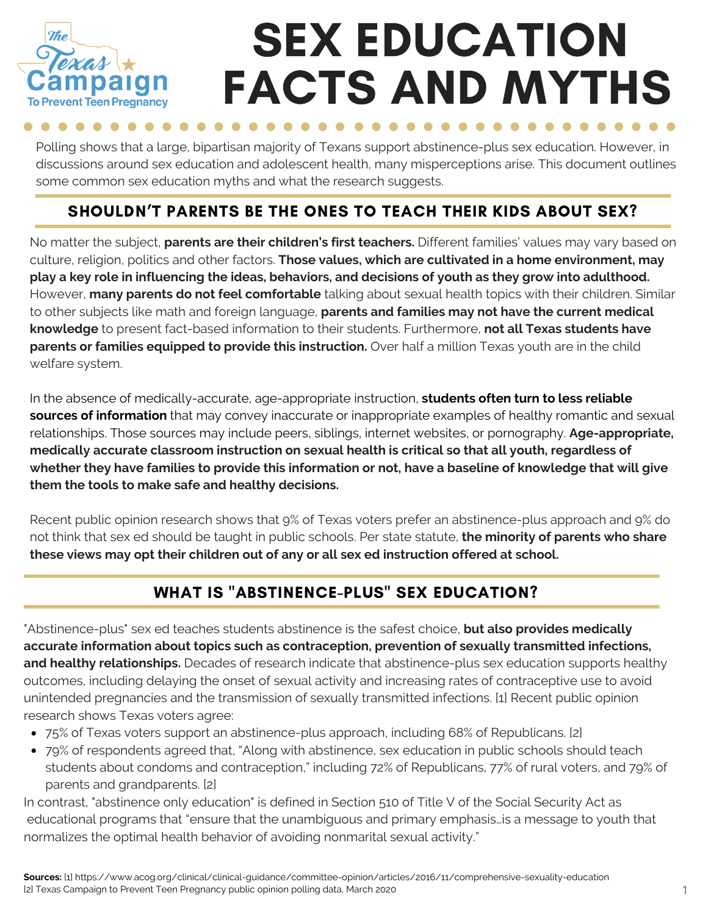The Texas Campaign To Prevent Teen Pregnancy

# SEX EDUCATION FACTS AND MYTHS

Polling shows that a large, bipartisan majority of Texans support abstinence-plus sex education. However, in discussions around sex education and adolescent health, many misperceptions arise. This document outlines some common sex education myths and what the research suggests.

## SHOULDN'T PARENTS BE THE ONES TO TEACH THEIR KIDS ABOUT SEX?

No matter the subject, **parents are their children's first teachers.** Different families' values may vary based on culture, religion, politics and other factors. **Those values, which are cultivated in a home environment, may play a key role in influencing the ideas, behaviors, and decisions of youth as they grow into adulthood.** However, **many parents do not feel comfortable** talking about sexual health topics with their children. Similar to other subjects like math and foreign language, **parents and families may not have the current medical knowledge** to present fact-based information to their students. Furthermore, **not all Texas students have parents or families equipped to provide this instruction.** Over half a million Texas youth are in the child welfare system.

In the absence of medically-accurate, age-appropriate instruction, **students often turn to less reliable sources of information** that may convey inaccurate or inappropriate examples of healthy romantic and sexual relationships. Those sources may include peers, siblings, internet websites, or pornography. **Age-appropriate, medically accurate classroom instruction on sexual health is critical so that all youth, regardless of whether they have families to provide this information or not, have a baseline of knowledge that will give them the tools to make safe and healthy decisions.**

Recent public opinion research shows that 9% of Texas voters prefer an abstinence-plus approach and 9% do not think that sex ed should be taught in public schools. Per state statute, **the minority of parents who share these views may opt their children out of any or all sex ed instruction offered at school.**

## WHAT IS "ABSTINENCE-PLUS" SEX EDUCATION?

"Abstinence-plus" sex ed teaches students abstinence is the safest choice, **but also provides medically accurate information about topics such as contraception, prevention of sexually transmitted infections, and healthy relationships.** Decades of research indicate that abstinence-plus sex education supports healthy outcomes, including delaying the onset of sexual activity and increasing rates of contraceptive use to avoid unintended pregnancies and the transmission of sexually transmitted infections. [1] Recent public opinion research shows Texas voters agree:

- 75% of Texas voters support an abstinence-plus approach, including 68% of Republicans. [2]
- 79% of respondents agreed that, "Along with abstinence, sex education in public schools should teach students about condoms and contraception," including 72% of Republicans, 77% of rural voters, and 79% of parents and grandparents. [2]

In contrast, "abstinence only education" is defined in Section 510 of Title V of the Social Security Act as educational programs that "ensure that the unambiguous and primary emphasis…is a message to youth that normalizes the optimal health behavior of avoiding nonmarital sexual activity."

**Sources:** [1] https://www.acog.org/clinical/clinical-guidance/committee-opinion/articles/2016/11/comprehensive-sexuality-education
[2] Texas Campaign to Prevent Teen Pregnancy public opinion polling data, March 2020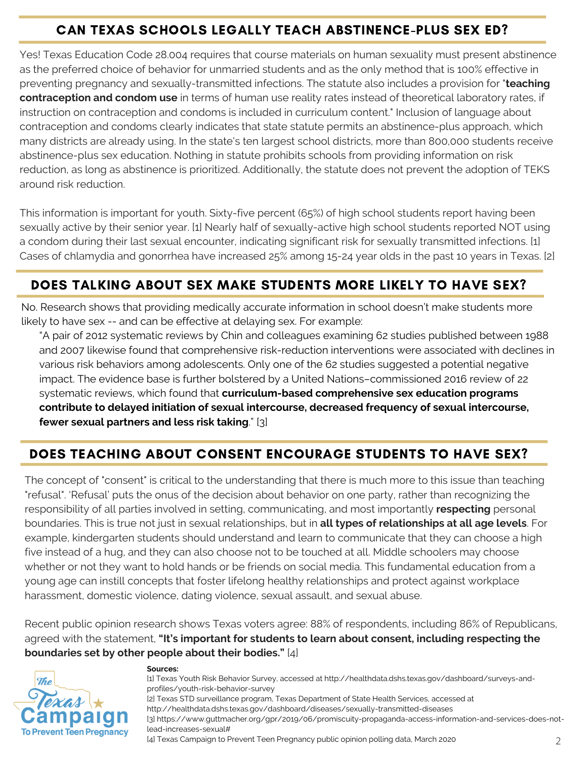## CAN TEXAS SCHOOLS LEGALLY TEACH ABSTINENCE-PLUS SEX ED?

Yes! Texas Education Code 28.004 requires that course materials on human sexuality must present abstinence as the preferred choice of behavior for unmarried students and as the only method that is 100% effective in preventing pregnancy and sexually-transmitted infections. The statute also includes a provision for "**teaching contraception and condom use** in terms of human use reality rates instead of theoretical laboratory rates, if instruction on contraception and condoms is included in curriculum content." Inclusion of language about contraception and condoms clearly indicates that state statute permits an abstinence-plus approach, which many districts are already using. In the state's ten largest school districts, more than 800,000 students receive abstinence-plus sex education. Nothing in statute prohibits schools from providing information on risk reduction, as long as abstinence is prioritized. Additionally, the statute does not prevent the adoption of TEKS around risk reduction.

This information is important for youth. Sixty-five percent (65%) of high school students report having been sexually active by their senior year. [1] Nearly half of sexually-active high school students reported NOT using a condom during their last sexual encounter, indicating significant risk for sexually transmitted infections. [1] Cases of chlamydia and gonorrhea have increased 25% among 15-24 year olds in the past 10 years in Texas. [2]

## DOES TALKING ABOUT SEX MAKE STUDENTS MORE LIKELY TO HAVE SEX?

No. Research shows that providing medically accurate information in school doesn't make students more likely to have sex -- and can be effective at delaying sex. For example:

> "A pair of 2012 systematic reviews by Chin and colleagues examining 62 studies published between 1988 and 2007 likewise found that comprehensive risk-reduction interventions were associated with declines in various risk behaviors among adolescents. Only one of the 62 studies suggested a potential negative impact. The evidence base is further bolstered by a United Nations–commissioned 2016 review of 22 systematic reviews, which found that **curriculum-based comprehensive sex education programs contribute to delayed initiation of sexual intercourse, decreased frequency of sexual intercourse, fewer sexual partners and less risk taking**." [3]

## DOES TEACHING ABOUT CONSENT ENCOURAGE STUDENTS TO HAVE SEX?

The concept of "consent" is critical to the understanding that there is much more to this issue than teaching "refusal". 'Refusal' puts the onus of the decision about behavior on one party, rather than recognizing the responsibility of all parties involved in setting, communicating, and most importantly **respecting** personal boundaries. This is true not just in sexual relationships, but in **all types of relationships at all age levels**. For example, kindergarten students should understand and learn to communicate that they can choose a high five instead of a hug, and they can also choose not to be touched at all. Middle schoolers may choose whether or not they want to hold hands or be friends on social media. This fundamental education from a young age can instill concepts that foster lifelong healthy relationships and protect against workplace harassment, domestic violence, dating violence, sexual assault, and sexual abuse.

Recent public opinion research shows Texas voters agree: 88% of respondents, including 86% of Republicans, agreed with the statement, **"It's important for students to learn about consent, including respecting the boundaries set by other people about their bodies."** [4]

The Texas Campaign To Prevent Teen Pregnancy

**Sources:**

[1] Texas Youth Risk Behavior Survey, accessed at http://healthdata.dshs.texas.gov/dashboard/surveys-and-profiles/youth-risk-behavior-survey

[2] Texas STD surveillance program, Texas Department of State Health Services, accessed at http://healthdata.dshs.texas.gov/dashboard/diseases/sexually-transmitted-diseases

[3] https://www.guttmacher.org/gpr/2019/06/promiscuity-propaganda-access-information-and-services-does-not-lead-increases-sexual#

[4] Texas Campaign to Prevent Teen Pregnancy public opinion polling data, March 2020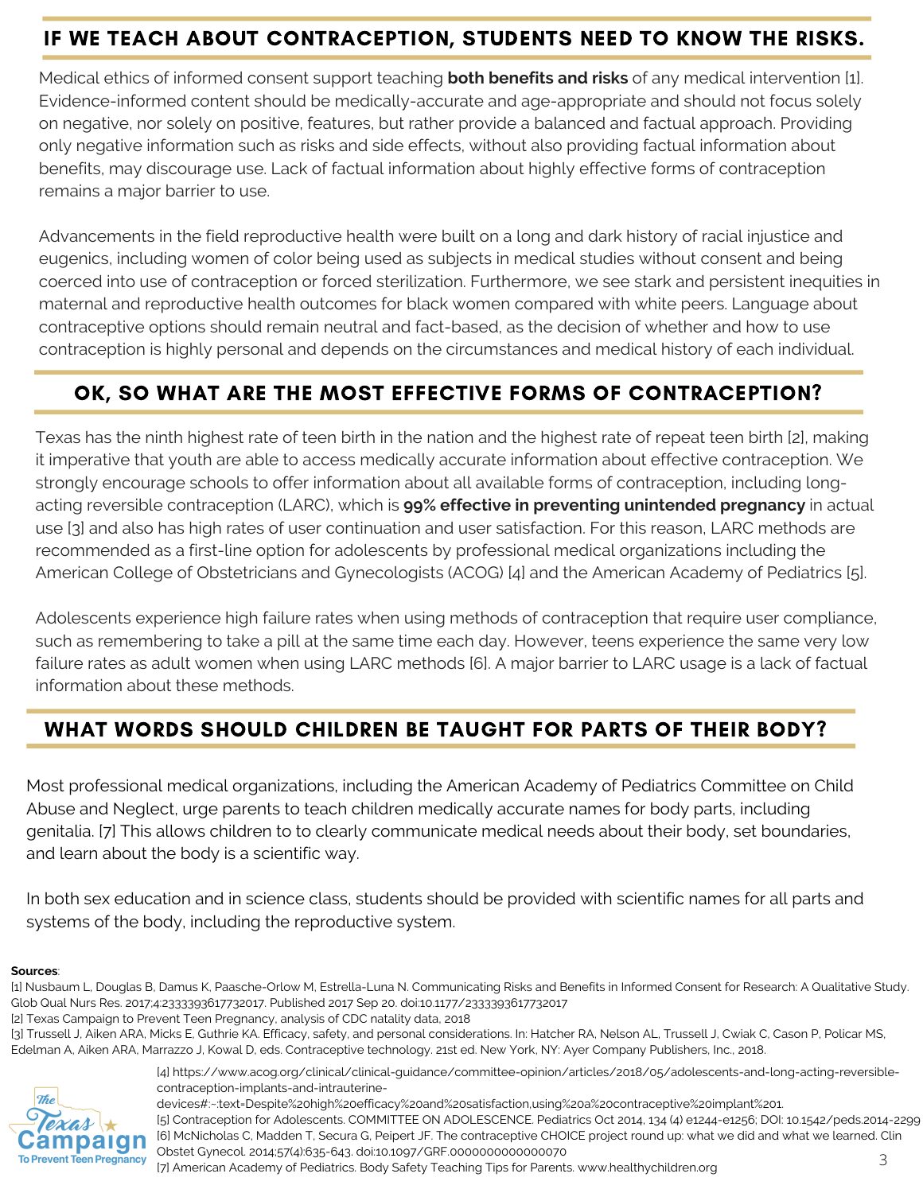## IF WE TEACH ABOUT CONTRACEPTION, STUDENTS NEED TO KNOW THE RISKS.

Medical ethics of informed consent support teaching **both benefits and risks** of any medical intervention [1]. Evidence-informed content should be medically-accurate and age-appropriate and should not focus solely on negative, nor solely on positive, features, but rather provide a balanced and factual approach. Providing only negative information such as risks and side effects, without also providing factual information about benefits, may discourage use. Lack of factual information about highly effective forms of contraception remains a major barrier to use.

Advancements in the field reproductive health were built on a long and dark history of racial injustice and eugenics, including women of color being used as subjects in medical studies without consent and being coerced into use of contraception or forced sterilization. Furthermore, we see stark and persistent inequities in maternal and reproductive health outcomes for black women compared with white peers. Language about contraceptive options should remain neutral and fact-based, as the decision of whether and how to use contraception is highly personal and depends on the circumstances and medical history of each individual.

## OK, SO WHAT ARE THE MOST EFFECTIVE FORMS OF CONTRACEPTION?

Texas has the ninth highest rate of teen birth in the nation and the highest rate of repeat teen birth [2], making it imperative that youth are able to access medically accurate information about effective contraception. We strongly encourage schools to offer information about all available forms of contraception, including long-acting reversible contraception (LARC), which is **99% effective in preventing unintended pregnancy** in actual use [3] and also has high rates of user continuation and user satisfaction. For this reason, LARC methods are recommended as a first-line option for adolescents by professional medical organizations including the American College of Obstetricians and Gynecologists (ACOG) [4] and the American Academy of Pediatrics [5].

Adolescents experience high failure rates when using methods of contraception that require user compliance, such as remembering to take a pill at the same time each day. However, teens experience the same very low failure rates as adult women when using LARC methods [6]. A major barrier to LARC usage is a lack of factual information about these methods.

## WHAT WORDS SHOULD CHILDREN BE TAUGHT FOR PARTS OF THEIR BODY?

Most professional medical organizations, including the American Academy of Pediatrics Committee on Child Abuse and Neglect, urge parents to teach children medically accurate names for body parts, including genitalia. [7] This allows children to to clearly communicate medical needs about their body, set boundaries, and learn about the body is a scientific way.

In both sex education and in science class, students should be provided with scientific names for all parts and systems of the body, including the reproductive system.

**Sources**:

[1] Nusbaum L, Douglas B, Damus K, Paasche-Orlow M, Estrella-Luna N. Communicating Risks and Benefits in Informed Consent for Research: A Qualitative Study. Glob Qual Nurs Res. 2017;4:2333393617732017. Published 2017 Sep 20. doi:10.1177/2333393617732017

[2] Texas Campaign to Prevent Teen Pregnancy, analysis of CDC natality data, 2018

[3] Trussell J, Aiken ARA, Micks E, Guthrie KA. Efficacy, safety, and personal considerations. In: Hatcher RA, Nelson AL, Trussell J, Cwiak C, Cason P, Policar MS, Edelman A, Aiken ARA, Marrazzo J, Kowal D, eds. Contraceptive technology. 21st ed. New York, NY: Ayer Company Publishers, Inc., 2018.

[4] https://www.acog.org/clinical/clinical-guidance/committee-opinion/articles/2018/05/adolescents-and-long-acting-reversible-contraception-implants-and-intrauterine-devices#:~:text=Despite%20high%20efficacy%20and%20satisfaction,using%20a%20contraceptive%20implant%201.

[5] Contraception for Adolescents. COMMITTEE ON ADOLESCENCE. Pediatrics Oct 2014, 134 (4) e1244-e1256; DOI: 10.1542/peds.2014-2299

[6] McNicholas C, Madden T, Secura G, Peipert JF. The contraceptive CHOICE project round up: what we did and what we learned. Clin Obstet Gynecol. 2014;57(4):635-643. doi:10.1097/GRF.0000000000000070

[7] American Academy of Pediatrics. Body Safety Teaching Tips for Parents. www.healthychildren.org

The Texas Campaign To Prevent Teen Pregnancy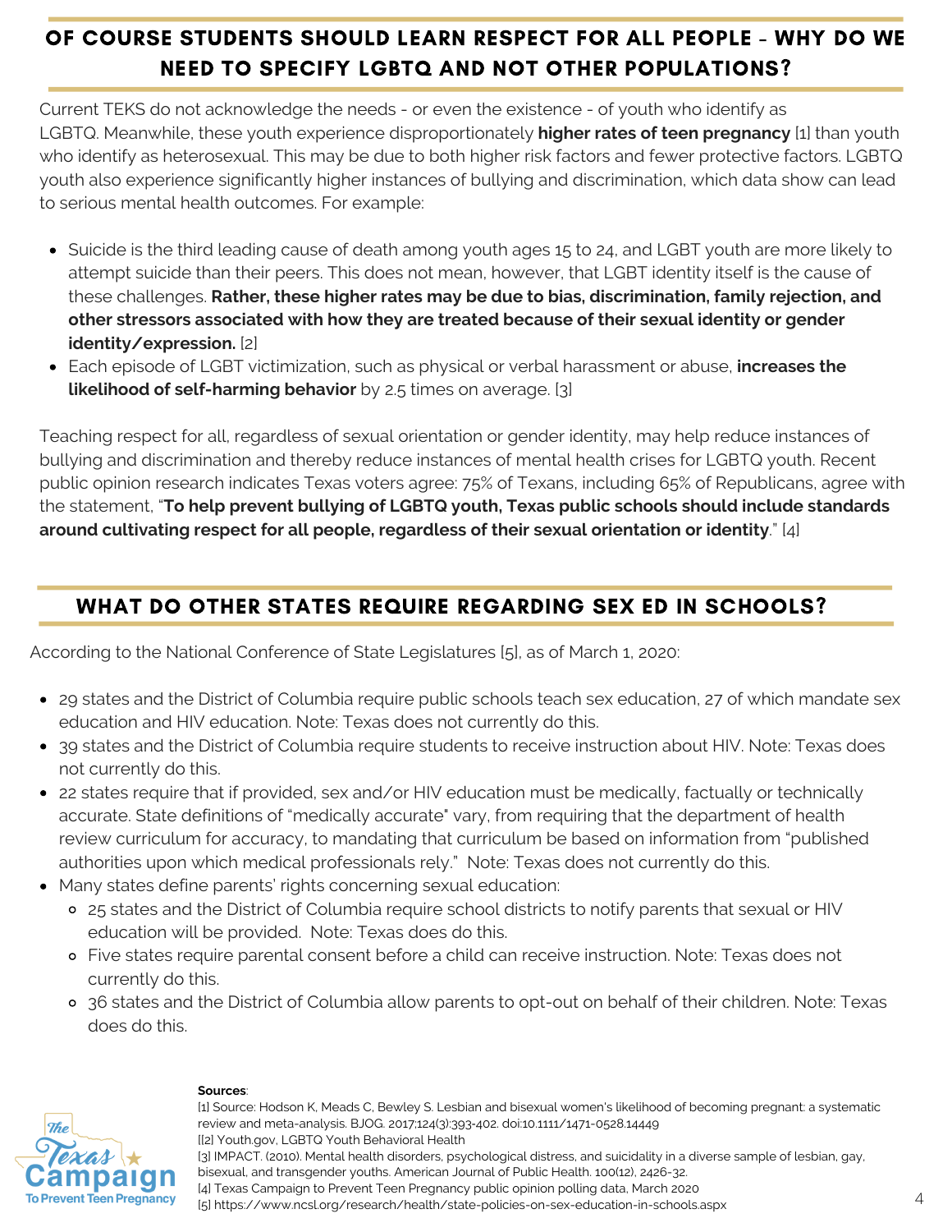## OF COURSE STUDENTS SHOULD LEARN RESPECT FOR ALL PEOPLE - WHY DO WE NEED TO SPECIFY LGBTQ AND NOT OTHER POPULATIONS?

Current TEKS do not acknowledge the needs - or even the existence - of youth who identify as LGBTQ. Meanwhile, these youth experience disproportionately **higher rates of teen pregnancy** [1] than youth who identify as heterosexual. This may be due to both higher risk factors and fewer protective factors. LGBTQ youth also experience significantly higher instances of bullying and discrimination, which data show can lead to serious mental health outcomes. For example:

- Suicide is the third leading cause of death among youth ages 15 to 24, and LGBT youth are more likely to attempt suicide than their peers. This does not mean, however, that LGBT identity itself is the cause of these challenges. **Rather, these higher rates may be due to bias, discrimination, family rejection, and other stressors associated with how they are treated because of their sexual identity or gender identity/expression.** [2]
- Each episode of LGBT victimization, such as physical or verbal harassment or abuse, **increases the likelihood of self-harming behavior** by 2.5 times on average. [3]

Teaching respect for all, regardless of sexual orientation or gender identity, may help reduce instances of bullying and discrimination and thereby reduce instances of mental health crises for LGBTQ youth. Recent public opinion research indicates Texas voters agree: 75% of Texans, including 65% of Republicans, agree with the statement, "**To help prevent bullying of LGBTQ youth, Texas public schools should include standards around cultivating respect for all people, regardless of their sexual orientation or identity**." [4]

## WHAT DO OTHER STATES REQUIRE REGARDING SEX ED IN SCHOOLS?

According to the National Conference of State Legislatures [5], as of March 1, 2020:

- 29 states and the District of Columbia require public schools teach sex education, 27 of which mandate sex education and HIV education. Note: Texas does not currently do this.
- 39 states and the District of Columbia require students to receive instruction about HIV. Note: Texas does not currently do this.
- 22 states require that if provided, sex and/or HIV education must be medically, factually or technically accurate. State definitions of "medically accurate" vary, from requiring that the department of health review curriculum for accuracy, to mandating that curriculum be based on information from "published authorities upon which medical professionals rely." Note: Texas does not currently do this.
- Many states define parents' rights concerning sexual education:
  - 25 states and the District of Columbia require school districts to notify parents that sexual or HIV education will be provided. Note: Texas does do this.
  - Five states require parental consent before a child can receive instruction. Note: Texas does not currently do this.
  - 36 states and the District of Columbia allow parents to opt-out on behalf of their children. Note: Texas does do this.

**Sources**:
[1] Source: Hodson K, Meads C, Bewley S. Lesbian and bisexual women's likelihood of becoming pregnant: a systematic review and meta-analysis. BJOG. 2017;124(3):393-402. doi:10.1111/1471-0528.14449
[[2] Youth.gov, LGBTQ Youth Behavioral Health
[3] IMPACT. (2010). Mental health disorders, psychological distress, and suicidality in a diverse sample of lesbian, gay, bisexual, and transgender youths. American Journal of Public Health. 100(12), 2426-32.
[4] Texas Campaign to Prevent Teen Pregnancy public opinion polling data, March 2020
[5] https://www.ncsl.org/research/health/state-policies-on-sex-education-in-schools.aspx

The Texas Campaign To Prevent Teen Pregnancy